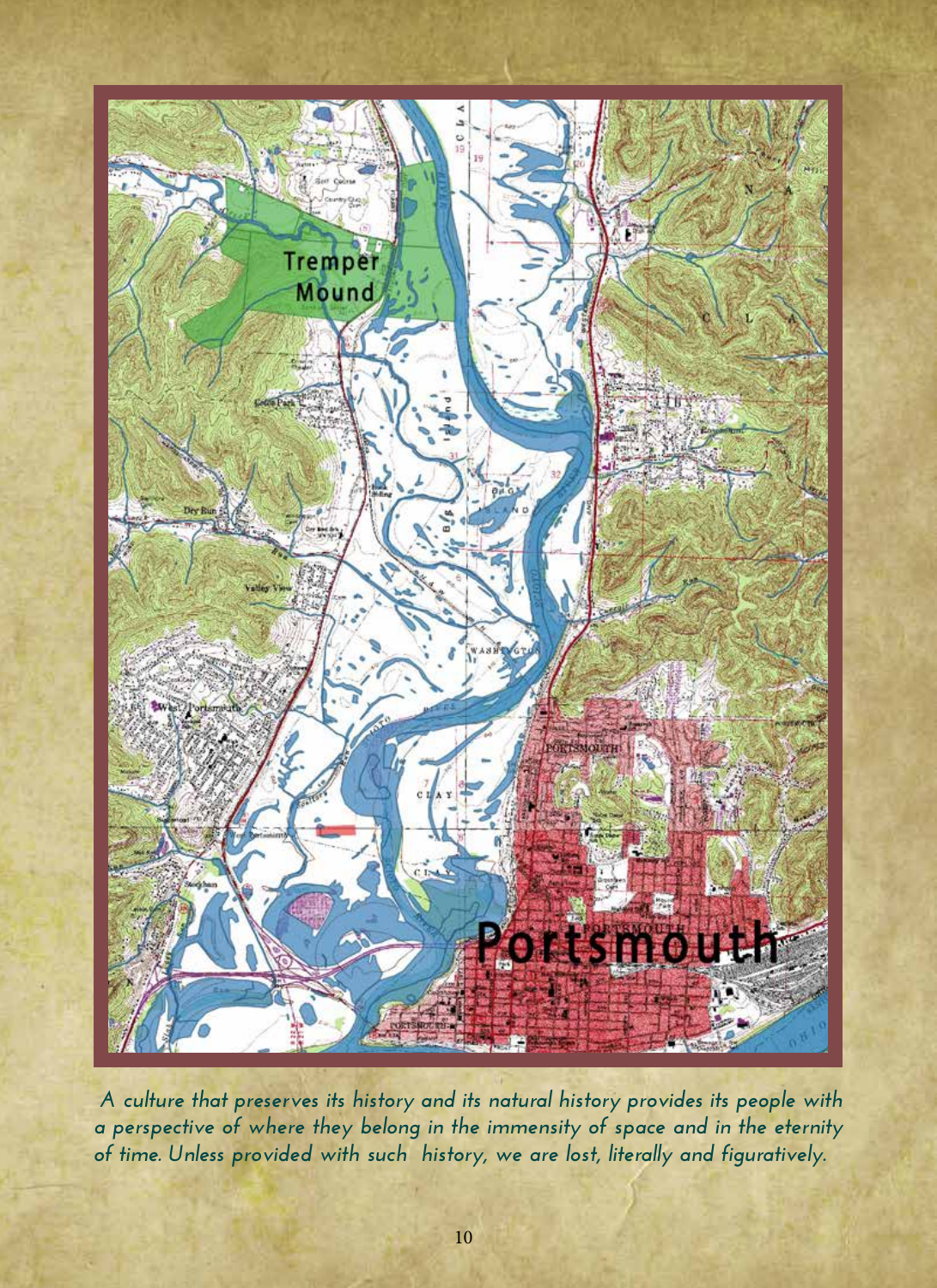*A culture that preserves its history and its natural history provides its people with a perspective of where they belong in the immensity of space and in the eternity of time. Unless provided with such history, we are lost, literally and figuratively.*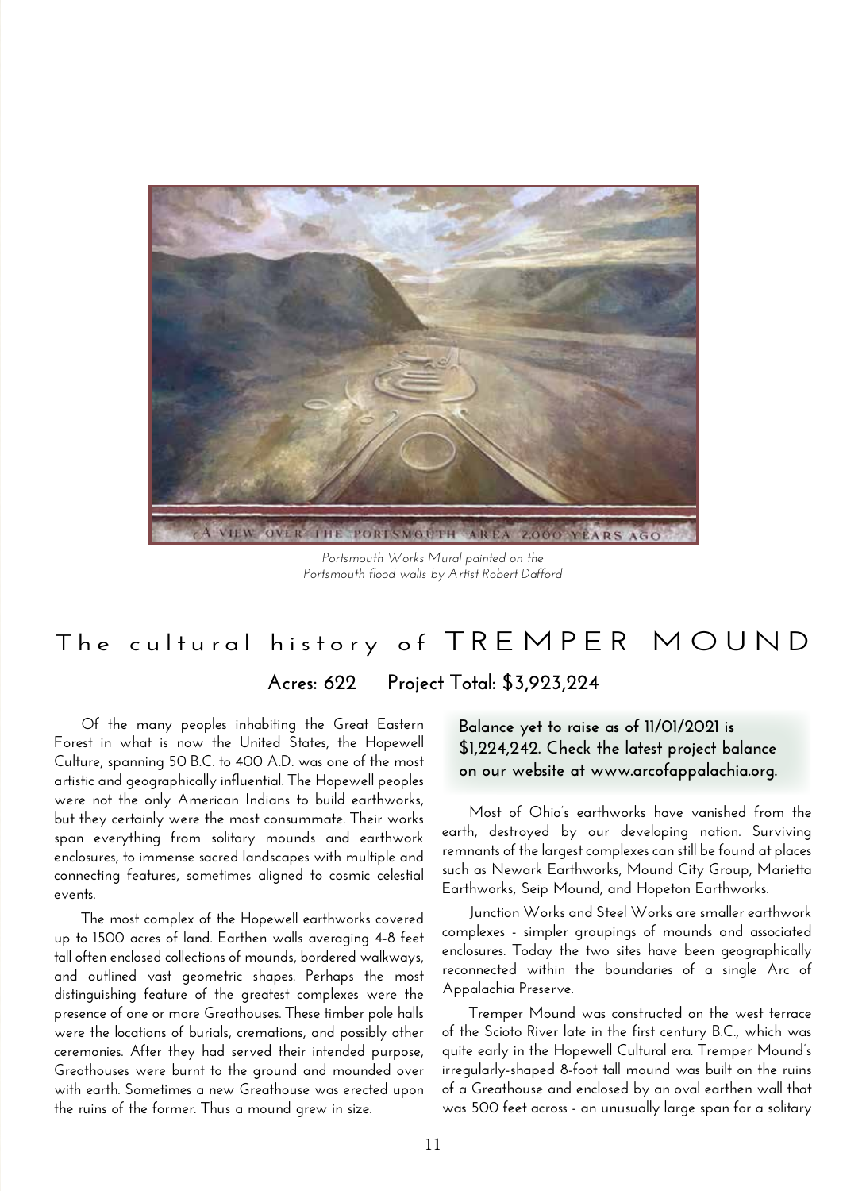Portsmouth Works Mural painted on the Portsmouth flood walls by Artist Robert Dafford

# The cultural history of TREMPER MOUND

**Acres: 622 Project Total: $3,923,224**

Of the many peoples inhabiting the Great Eastern Forest in what is now the United States, the Hopewell Culture, spanning 50 B.C. to 400 A.D. was one of the most artistic and geographically influential. The Hopewell peoples were not the only American Indians to build earthworks, but they certainly were the most consummate. Their works span everything from solitary mounds and earthwork enclosures, to immense sacred landscapes with multiple and connecting features, sometimes aligned to cosmic celestial events.

The most complex of the Hopewell earthworks covered up to 1500 acres of land. Earthen walls averaging 4-8 feet tall often enclosed collections of mounds, bordered walkways, and outlined vast geometric shapes. Perhaps the most distinguishing feature of the greatest complexes were the presence of one or more Greathouses. These timber pole halls were the locations of burials, cremations, and possibly other ceremonies. After they had served their intended purpose, Greathouses were burnt to the ground and mounded over with earth. Sometimes a new Greathouse was erected upon the ruins of the former. Thus a mound grew in size.

**Balance yet to raise as of 11/01/2021 is $1,224,242. Check the latest project balance on our website at www.arcofappalachia.org.**

Most of Ohio's earthworks have vanished from the earth, destroyed by our developing nation. Surviving remnants of the largest complexes can still be found at places such as Newark Earthworks, Mound City Group, Marietta Earthworks, Seip Mound, and Hopeton Earthworks.

Junction Works and Steel Works are smaller earthwork complexes - simpler groupings of mounds and associated enclosures. Today the two sites have been geographically reconnected within the boundaries of a single Arc of Appalachia Preserve.

Tremper Mound was constructed on the west terrace of the Scioto River late in the first century B.C., which was quite early in the Hopewell Cultural era. Tremper Mound's irregularly-shaped 8-foot tall mound was built on the ruins of a Greathouse and enclosed by an oval earthen wall that was 500 feet across - an unusually large span for a solitary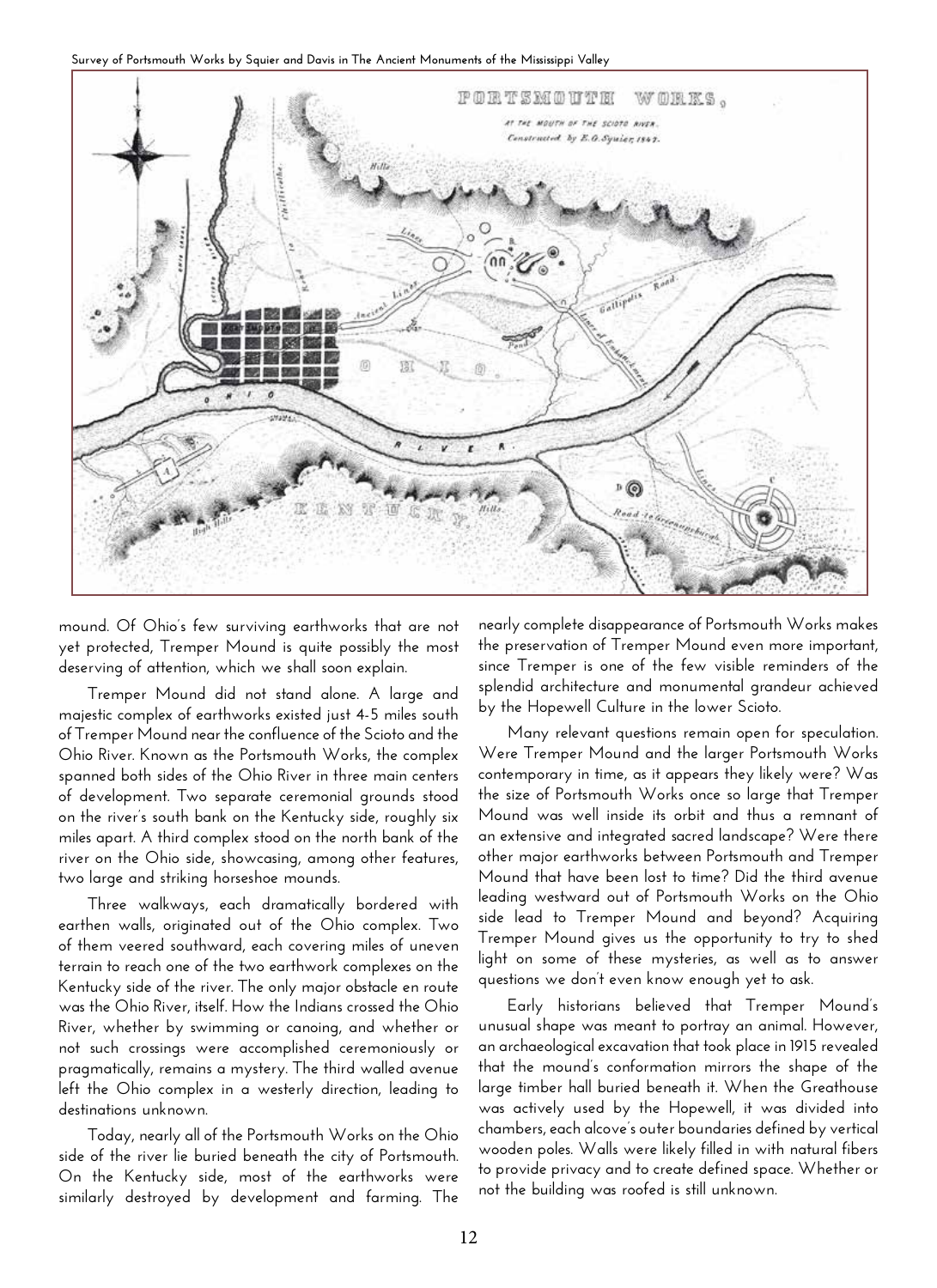Survey of Portsmouth Works by Squier and Davis in The Ancient Monuments of the Mississippi Valley

mound. Of Ohio's few surviving earthworks that are not yet protected, Tremper Mound is quite possibly the most deserving of attention, which we shall soon explain.

Tremper Mound did not stand alone. A large and majestic complex of earthworks existed just 4-5 miles south of Tremper Mound near the confluence of the Scioto and the Ohio River. Known as the Portsmouth Works, the complex spanned both sides of the Ohio River in three main centers of development. Two separate ceremonial grounds stood on the river's south bank on the Kentucky side, roughly six miles apart. A third complex stood on the north bank of the river on the Ohio side, showcasing, among other features, two large and striking horseshoe mounds.

Three walkways, each dramatically bordered with earthen walls, originated out of the Ohio complex. Two of them veered southward, each covering miles of uneven terrain to reach one of the two earthwork complexes on the Kentucky side of the river. The only major obstacle en route was the Ohio River, itself. How the Indians crossed the Ohio River, whether by swimming or canoeing, and whether or not such crossings were accomplished ceremoniously or pragmatically, remains a mystery. The third walled avenue left the Ohio complex in a westerly direction, leading to destinations unknown.

Today, nearly all of the Portsmouth Works on the Ohio side of the river lie buried beneath the city of Portsmouth. On the Kentucky side, most of the earthworks were similarly destroyed by development and farming. The nearly complete disappearance of Portsmouth Works makes the preservation of Tremper Mound even more important, since Tremper is one of the few visible reminders of the splendid architecture and monumental grandeur achieved by the Hopewell Culture in the lower Scioto.

Many relevant questions remain open for speculation. Were Tremper Mound and the larger Portsmouth Works contemporary in time, as it appears they likely were? Was the size of Portsmouth Works once so large that Tremper Mound was well inside its orbit and thus a remnant of an extensive and integrated sacred landscape? Were there other major earthworks between Portsmouth and Tremper Mound that have been lost to time? Did the third avenue leading westward out of Portsmouth Works on the Ohio side lead to Tremper Mound and beyond? Acquiring Tremper Mound gives us the opportunity to try to shed light on some of these mysteries, as well as to answer questions we don't even know enough yet to ask.

Early historians believed that Tremper Mound's unusual shape was meant to portray an animal. However, an archaeological excavation that took place in 1915 revealed that the mound's conformation mirrors the shape of the large timber hall buried beneath it. When the Greathouse was actively used by the Hopewell, it was divided into chambers, each alcove's outer boundaries defined by vertical wooden poles. Walls were likely filled in with natural fibers to provide privacy and to create defined space. Whether or not the building was roofed is still unknown.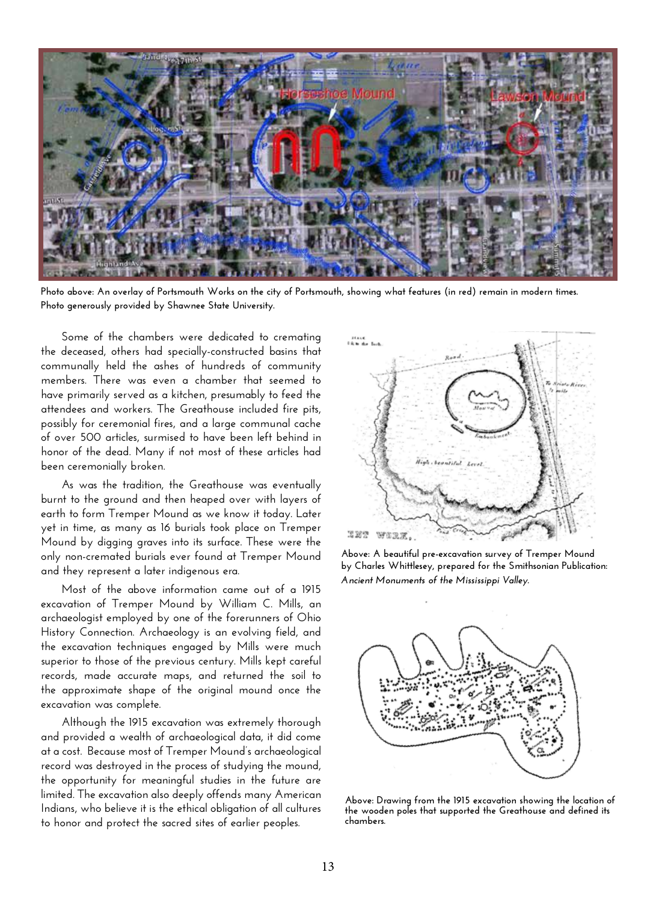Photo above: An overlay of Portsmouth Works on the city of Portsmouth, showing what features (in red) remain in modern times. Photo generously provided by Shawnee State University.

Some of the chambers were dedicated to cremating the deceased, others had specially-constructed basins that communally held the ashes of hundreds of community members. There was even a chamber that seemed to have primarily served as a kitchen, presumably to feed the attendees and workers. The Greathouse included fire pits, possibly for ceremonial fires, and a large communal cache of over 500 articles, surmised to have been left behind in honor of the dead. Many if not most of these articles had been ceremonially broken.

As was the tradition, the Greathouse was eventually burnt to the ground and then heaped over with layers of earth to form Tremper Mound as we know it today. Later yet in time, as many as 16 burials took place on Tremper Mound by digging graves into its surface. These were the only non-cremated burials ever found at Tremper Mound and they represent a later indigenous era.

Most of the above information came out of a 1915 excavation of Tremper Mound by William C. Mills, an archaeologist employed by one of the forerunners of Ohio History Connection. Archaeology is an evolving field, and the excavation techniques engaged by Mills were much superior to those of the previous century. Mills kept careful records, made accurate maps, and returned the soil to the approximate shape of the original mound once the excavation was complete.

Although the 1915 excavation was extremely thorough and provided a wealth of archaeological data, it did come at a cost. Because most of Tremper Mound's archaeological record was destroyed in the process of studying the mound, the opportunity for meaningful studies in the future are limited. The excavation also deeply offends many American Indians, who believe it is the ethical obligation of all cultures to honor and protect the sacred sites of earlier peoples.

Above: A beautiful pre-excavation survey of Tremper Mound by Charles Whittlesey, prepared for the Smithsonian Publication: *Ancient Monuments of the Mississippi Valley.*

Above: Drawing from the 1915 excavation showing the location of the wooden poles that supported the Greathouse and defined its chambers.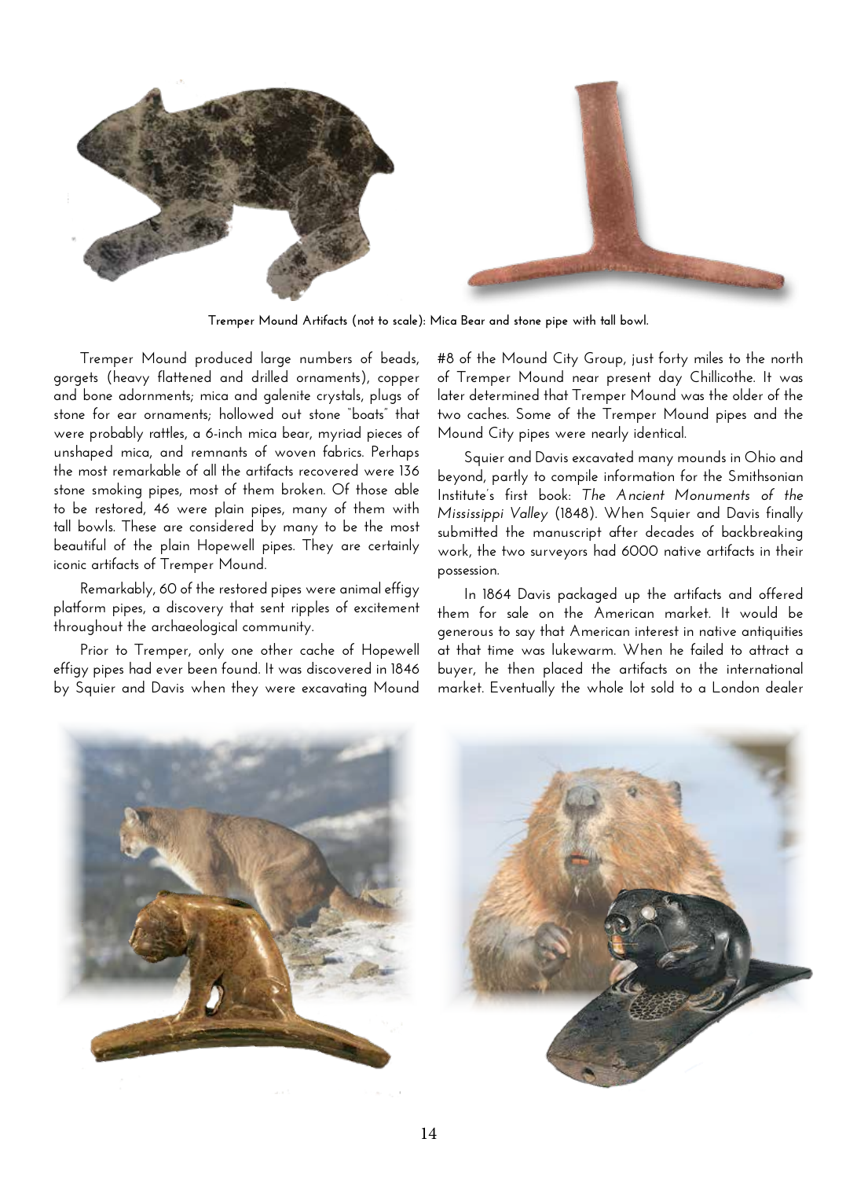Tremper Mound Artifacts (not to scale): Mica Bear and stone pipe with tall bowl.

Tremper Mound produced large numbers of beads, gorgets (heavy flattened and drilled ornaments), copper and bone adornments; mica and galenite crystals, plugs of stone for ear ornaments; hollowed out stone "boats" that were probably rattles, a 6-inch mica bear, myriad pieces of unshaped mica, and remnants of woven fabrics. Perhaps the most remarkable of all the artifacts recovered were 136 stone smoking pipes, most of them broken. Of those able to be restored, 46 were plain pipes, many of them with tall bowls. These are considered by many to be the most beautiful of the plain Hopewell pipes. They are certainly iconic artifacts of Tremper Mound.

Remarkably, 60 of the restored pipes were animal effigy platform pipes, a discovery that sent ripples of excitement throughout the archaeological community.

Prior to Tremper, only one other cache of Hopewell effigy pipes had ever been found. It was discovered in 1846 by Squier and Davis when they were excavating Mound #8 of the Mound City Group, just forty miles to the north of Tremper Mound near present day Chillicothe. It was later determined that Tremper Mound was the older of the two caches. Some of the Tremper Mound pipes and the Mound City pipes were nearly identical.

Squier and Davis excavated many mounds in Ohio and beyond, partly to compile information for the Smithsonian Institute's first book: *The Ancient Monuments of the Mississippi Valley* (1848). When Squier and Davis finally submitted the manuscript after decades of backbreaking work, the two surveyors had 6000 native artifacts in their possession.

In 1864 Davis packaged up the artifacts and offered them for sale on the American market. It would be generous to say that American interest in native antiquities at that time was lukewarm. When he failed to attract a buyer, he then placed the artifacts on the international market. Eventually the whole lot sold to a London dealer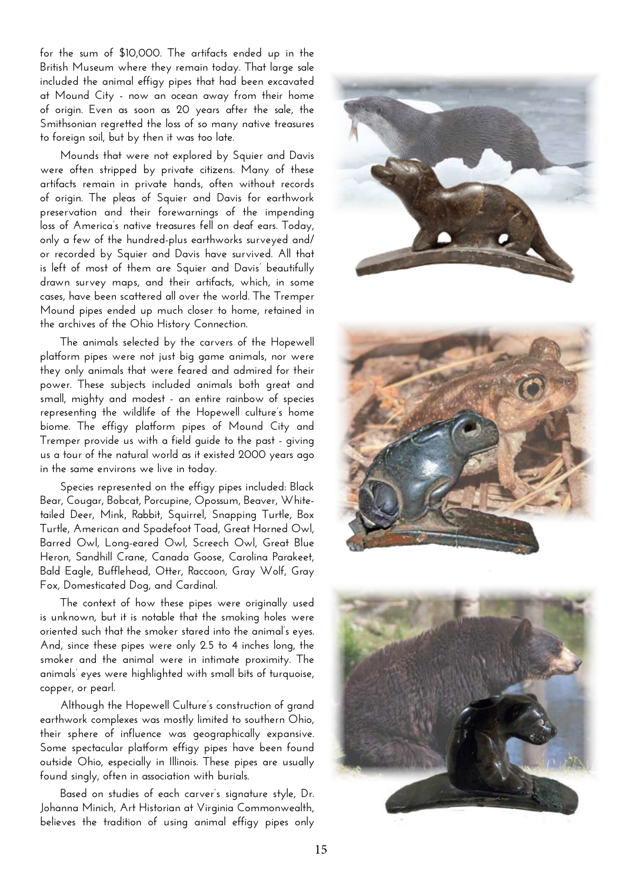for the sum of $10,000. The artifacts ended up in the British Museum where they remain today. That large sale included the animal effigy pipes that had been excavated at Mound City - now an ocean away from their home of origin. Even as soon as 20 years after the sale, the Smithsonian regretted the loss of so many native treasures to foreign soil, but by then it was too late.

Mounds that were not explored by Squier and Davis were often stripped by private citizens. Many of these artifacts remain in private hands, often without records of origin. The pleas of Squier and Davis for earthwork preservation and their forewarnings of the impending loss of America's native treasures fell on deaf ears. Today, only a few of the hundred-plus earthworks surveyed and/or recorded by Squier and Davis have survived. All that is left of most of them are Squier and Davis' beautifully drawn survey maps, and their artifacts, which, in some cases, have been scattered all over the world. The Tremper Mound pipes ended up much closer to home, retained in the archives of the Ohio History Connection.

The animals selected by the carvers of the Hopewell platform pipes were not just big game animals, nor were they only animals that were feared and admired for their power. These subjects included animals both great and small, mighty and modest - an entire rainbow of species representing the wildlife of the Hopewell culture's home biome. The effigy platform pipes of Mound City and Tremper provide us with a field guide to the past - giving us a tour of the natural world as it existed 2000 years ago in the same environs we live in today.

Species represented on the effigy pipes included: Black Bear, Cougar, Bobcat, Porcupine, Opossum, Beaver, White-tailed Deer, Mink, Rabbit, Squirrel, Snapping Turtle, Box Turtle, American and Spadefoot Toad, Great Horned Owl, Barred Owl, Long-eared Owl, Screech Owl, Great Blue Heron, Sandhill Crane, Canada Goose, Carolina Parakeet, Bald Eagle, Bufflehead, Otter, Raccoon, Gray Wolf, Gray Fox, Domesticated Dog, and Cardinal.

The context of how these pipes were originally used is unknown, but it is notable that the smoking holes were oriented such that the smoker stared into the animal's eyes. And, since these pipes were only 2.5 to 4 inches long, the smoker and the animal were in intimate proximity. The animals' eyes were highlighted with small bits of turquoise, copper, or pearl.

Although the Hopewell Culture's construction of grand earthwork complexes was mostly limited to southern Ohio, their sphere of influence was geographically expansive. Some spectacular platform effigy pipes have been found outside Ohio, especially in Illinois. These pipes are usually found singly, often in association with burials.

Based on studies of each carver's signature style, Dr. Johanna Minich, Art Historian at Virginia Commonwealth, believes the tradition of using animal effigy pipes only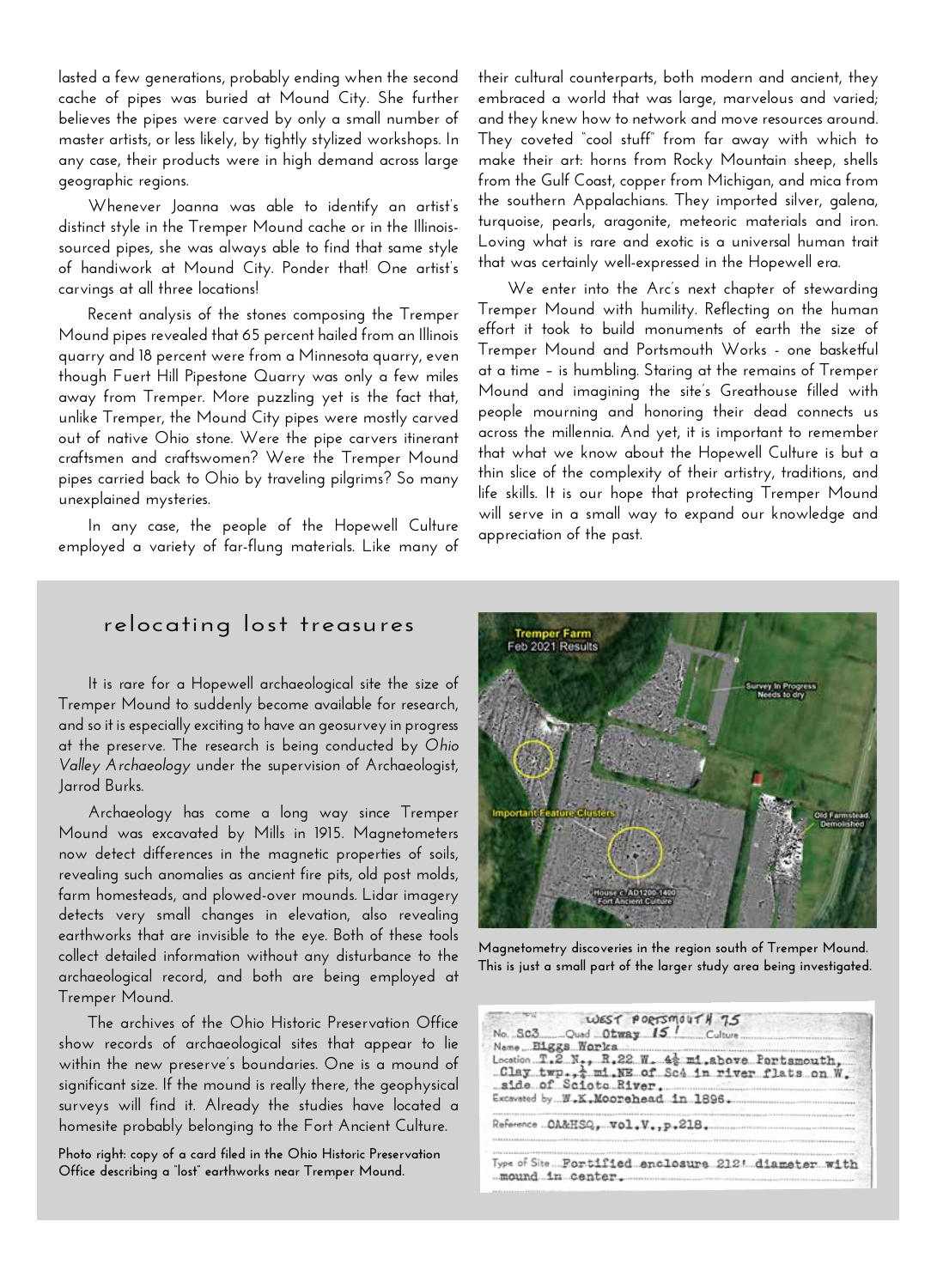lasted a few generations, probably ending when the second cache of pipes was buried at Mound City. She further believes the pipes were carved by only a small number of master artists, or less likely, by tightly stylized workshops. In any case, their products were in high demand across large geographic regions.

Whenever Joanna was able to identify an artist's distinct style in the Tremper Mound cache or in the Illinois-sourced pipes, she was always able to find that same style of handiwork at Mound City. Ponder that! One artist's carvings at all three locations!

Recent analysis of the stones composing the Tremper Mound pipes revealed that 65 percent hailed from an Illinois quarry and 18 percent were from a Minnesota quarry, even though Fuert Hill Pipestone Quarry was only a few miles away from Tremper. More puzzling yet is the fact that, unlike Tremper, the Mound City pipes were mostly carved out of native Ohio stone. Were the pipe carvers itinerant craftsmen and craftswomen? Were the Tremper Mound pipes carried back to Ohio by traveling pilgrims? So many unexplained mysteries.

In any case, the people of the Hopewell Culture employed a variety of far-flung materials. Like many of their cultural counterparts, both modern and ancient, they embraced a world that was large, marvelous and varied; and they knew how to network and move resources around. They coveted "cool stuff" from far away with which to make their art: horns from Rocky Mountain sheep, shells from the Gulf Coast, copper from Michigan, and mica from the southern Appalachians. They imported silver, galena, turquoise, pearls, aragonite, meteoric materials and iron. Loving what is rare and exotic is a universal human trait that was certainly well-expressed in the Hopewell era.

We enter into the Arc's next chapter of stewarding Tremper Mound with humility. Reflecting on the human effort it took to build monuments of earth the size of Tremper Mound and Portsmouth Works - one basketful at a time – is humbling. Staring at the remains of Tremper Mound and imagining the site's Greathouse filled with people mourning and honoring their dead connects us across the millennia. And yet, it is important to remember that what we know about the Hopewell Culture is but a thin slice of the complexity of their artistry, traditions, and life skills. It is our hope that protecting Tremper Mound will serve in a small way to expand our knowledge and appreciation of the past.

## relocating lost treasures

It is rare for a Hopewell archaeological site the size of Tremper Mound to suddenly become available for research, and so it is especially exciting to have an geosurvey in progress at the preserve. The research is being conducted by *Ohio Valley Archaeology* under the supervision of Archaeologist, Jarrod Burks.

Archaeology has come a long way since Tremper Mound was excavated by Mills in 1915. Magnetometers now detect differences in the magnetic properties of soils, revealing such anomalies as ancient fire pits, old post molds, farm homesteads, and plowed-over mounds. Lidar imagery detects very small changes in elevation, also revealing earthworks that are invisible to the eye. Both of these tools collect detailed information without any disturbance to the archaeological record, and both are being employed at Tremper Mound.

The archives of the Ohio Historic Preservation Office show records of archaeological sites that appear to lie within the new preserve's boundaries. One is a mound of significant size. If the mound is really there, the geophysical surveys will find it. Already the studies have located a homesite probably belonging to the Fort Ancient Culture.

**Photo right: copy of a card filed in the Ohio Historic Preservation Office describing a "lost" earthworks near Tremper Mound.**

Tremper Farm
Feb 2021 Results
Survey In Progress
Needs to dry
Important Feature Clusters
Old Farmstead, Demolished
House c. AD1200-1400
Fort Ancient Culture

**Magnetometry discoveries in the region south of Tremper Mound. This is just a small part of the larger study area being investigated.**

WEST PORTSMOUTH 7.5
No. Sc3 Quad Otway 15' Culture
Name Biggs Works
Location T.2 N., R.22 W. 4½ mi.above Portsmouth, Clay twp., ½ mi.NE of Sc4 in river flats on W. side of Scioto River.
Excavated by W.K.Moorehead in 1896.
Reference OA&HSQ, vol.V., p.218.
Type of Site Fortified enclosure 212' diameter with mound in center.